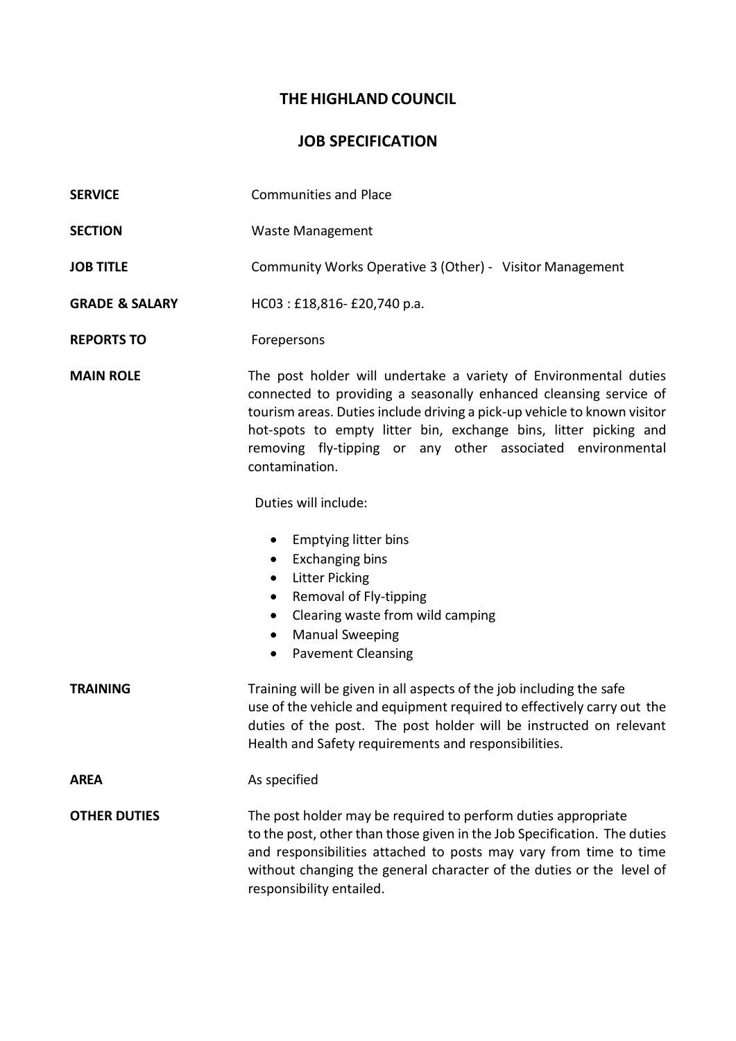# THE HIGHLAND COUNCIL

## JOB SPECIFICATION

**SERVICE** Communities and Place

**SECTION** Waste Management

**JOB TITLE** Community Works Operative 3 (Other) - Visitor Management

**GRADE & SALARY** HC03 : £18,816- £20,740 p.a.

**REPORTS TO** Forepersons

**MAIN ROLE** The post holder will undertake a variety of Environmental duties connected to providing a seasonally enhanced cleansing service of tourism areas. Duties include driving a pick-up vehicle to known visitor hot-spots to empty litter bin, exchange bins, litter picking and removing fly-tipping or any other associated environmental contamination.

Duties will include:

- Emptying litter bins
- Exchanging bins
- Litter Picking
- Removal of Fly-tipping
- Clearing waste from wild camping
- Manual Sweeping
- Pavement Cleansing

**TRAINING** Training will be given in all aspects of the job including the safe use of the vehicle and equipment required to effectively carry out the duties of the post. The post holder will be instructed on relevant Health and Safety requirements and responsibilities.

**AREA** As specified

**OTHER DUTIES** The post holder may be required to perform duties appropriate to the post, other than those given in the Job Specification. The duties and responsibilities attached to posts may vary from time to time without changing the general character of the duties or the level of responsibility entailed.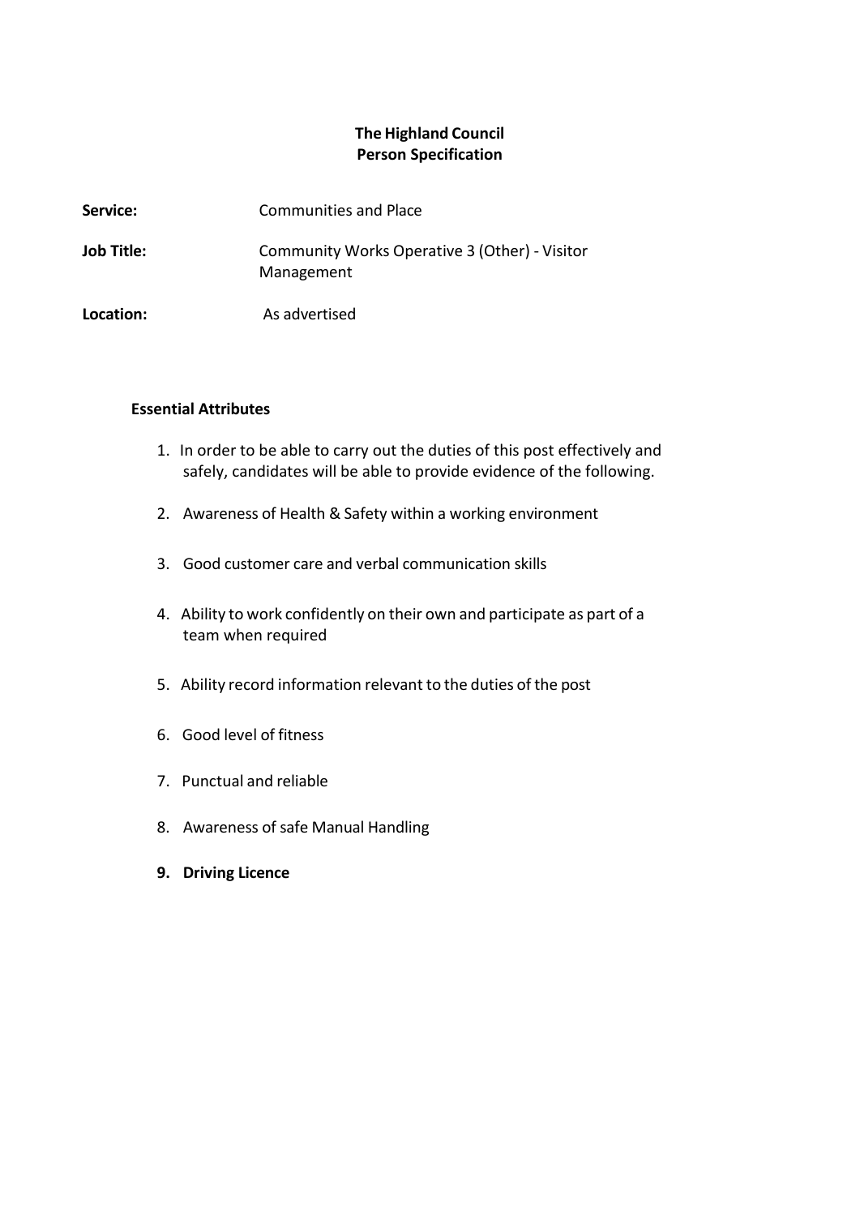**The Highland Council**
**Person Specification**

**Service:** Communities and Place

**Job Title:** Community Works Operative 3 (Other) - Visitor Management

**Location:** As advertised

**Essential Attributes**

1. In order to be able to carry out the duties of this post effectively and safely, candidates will be able to provide evidence of the following.
2. Awareness of Health & Safety within a working environment
3. Good customer care and verbal communication skills
4. Ability to work confidently on their own and participate as part of a team when required
5. Ability record information relevant to the duties of the post
6. Good level of fitness
7. Punctual and reliable
8. Awareness of safe Manual Handling
9. **Driving Licence**